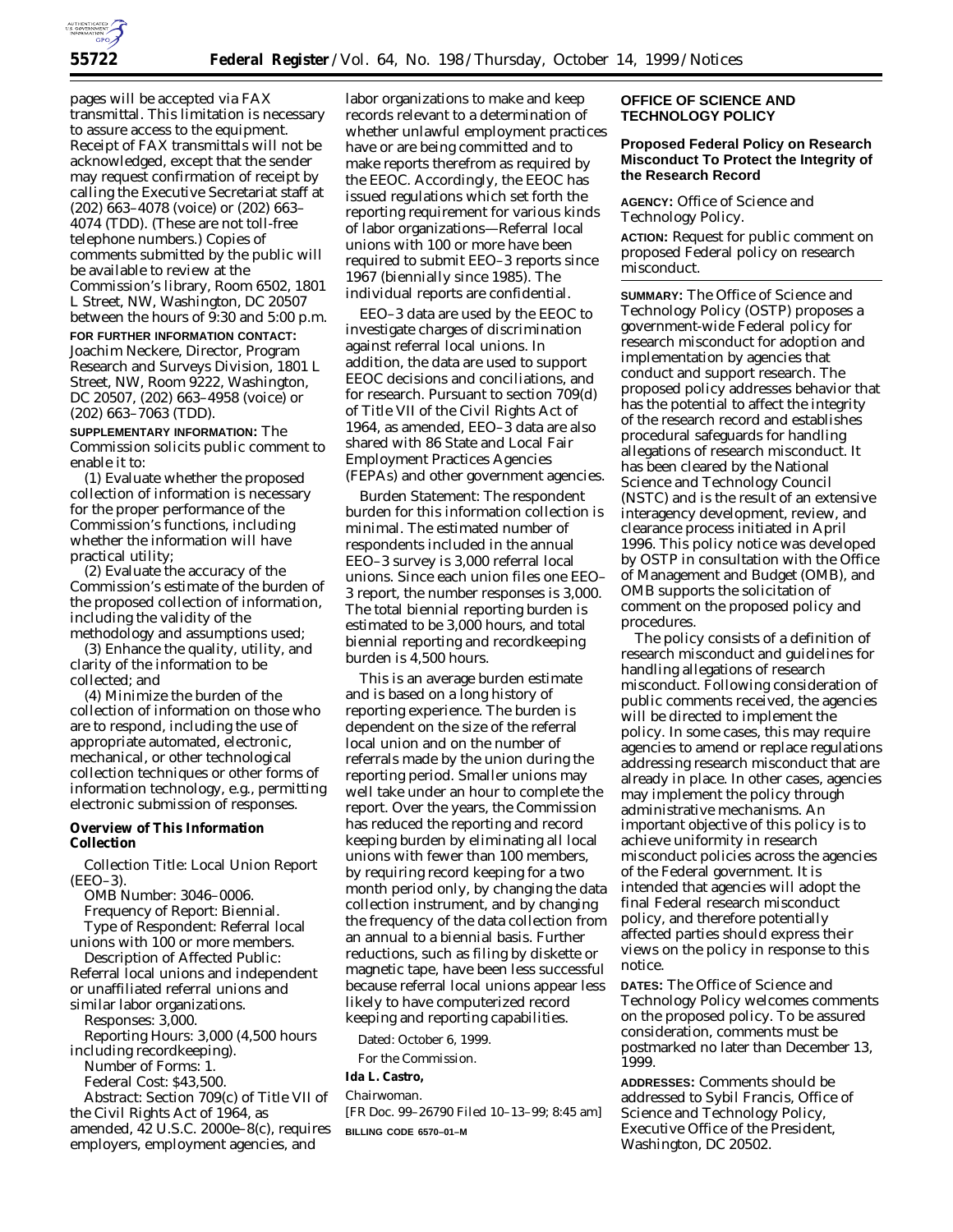pages will be accepted via FAX transmittal. This limitation is necessary to assure access to the equipment. Receipt of FAX transmittals will not be acknowledged, except that the sender may request confirmation of receipt by calling the Executive Secretariat staff at (202) 663–4078 (voice) or (202) 663–4074 (TDD). (These are not toll-free telephone numbers.) Copies of comments submitted by the public will be available to review at the Commission's library, Room 6502, 1801 L Street, NW, Washington, DC 20507 between the hours of 9:30 and 5:00 p.m.

**FOR FURTHER INFORMATION CONTACT:** Joachim Neckere, Director, Program Research and Surveys Division, 1801 L Street, NW, Room 9222, Washington, DC 20507, (202) 663–4958 (voice) or (202) 663–7063 (TDD).

**SUPPLEMENTARY INFORMATION:** The Commission solicits public comment to enable it to:

(1) Evaluate whether the proposed collection of information is necessary for the proper performance of the Commission's functions, including whether the information will have practical utility;

(2) Evaluate the accuracy of the Commission's estimate of the burden of the proposed collection of information, including the validity of the methodology and assumptions used;

(3) Enhance the quality, utility, and clarity of the information to be collected; and

(4) Minimize the burden of the collection of information on those who are to respond, including the use of appropriate automated, electronic, mechanical, or other technological collection techniques or other forms of information technology, e.g., permitting electronic submission of responses.

**Overview of This Information Collection**

Collection Title: Local Union Report (EEO–3).

OMB Number: 3046–0006.

Frequency of Report: Biennial.

Type of Respondent: Referral local unions with 100 or more members.

Description of Affected Public: Referral local unions and independent or unaffiliated referral unions and similar labor organizations.

Responses: 3,000.

Reporting Hours: 3,000 (4,500 hours including recordkeeping).

Number of Forms: 1.

Federal Cost: $43,500.

Abstract: Section 709(c) of Title VII of the Civil Rights Act of 1964, as amended, 42 U.S.C. 2000e–8(c), requires employers, employment agencies, and labor organizations to make and keep records relevant to a determination of whether unlawful employment practices have or are being committed and to make reports therefrom as required by the EEOC. Accordingly, the EEOC has issued regulations which set forth the reporting requirement for various kinds of labor organizations—Referral local unions with 100 or more have been required to submit EEO–3 reports since 1967 (biennially since 1985). The individual reports are confidential.

EEO–3 data are used by the EEOC to investigate charges of discrimination against referral local unions. In addition, the data are used to support EEOC decisions and conciliations, and for research. Pursuant to section 709(d) of Title VII of the Civil Rights Act of 1964, as amended, EEO–3 data are also shared with 86 State and Local Fair Employment Practices Agencies (FEPAs) and other government agencies.

Burden Statement: The respondent burden for this information collection is minimal. The estimated number of respondents included in the annual EEO–3 survey is 3,000 referral local unions. Since each union files one EEO–3 report, the number responses is 3,000. The total biennial reporting burden is estimated to be 3,000 hours, and total biennial reporting and recordkeeping burden is 4,500 hours.

This is an average burden estimate and is based on a long history of reporting experience. The burden is dependent on the size of the referral local union and on the number of referrals made by the union during the reporting period. Smaller unions may well take under an hour to complete the report. Over the years, the Commission has reduced the reporting and record keeping burden by eliminating all local unions with fewer than 100 members, by requiring record keeping for a two month period only, by changing the data collection instrument, and by changing the frequency of the data collection from an annual to a biennial basis. Further reductions, such as filing by diskette or magnetic tape, have been less successful because referral local unions appear less likely to have computerized record keeping and reporting capabilities.

Dated: October 6, 1999.

For the Commission.

**Ida L. Castro,**

*Chairwoman.*

[FR Doc. 99–26790 Filed 10–13–99; 8:45 am]

**BILLING CODE 6570–01–M**

## OFFICE OF SCIENCE AND TECHNOLOGY POLICY

### Proposed Federal Policy on Research Misconduct To Protect the Integrity of the Research Record

**AGENCY:** Office of Science and Technology Policy.

**ACTION:** Request for public comment on proposed Federal policy on research misconduct.

**SUMMARY:** The Office of Science and Technology Policy (OSTP) proposes a government-wide Federal policy for research misconduct for adoption and implementation by agencies that conduct and support research. The proposed policy addresses behavior that has the potential to affect the integrity of the research record and establishes procedural safeguards for handling allegations of research misconduct. It has been cleared by the National Science and Technology Council (NSTC) and is the result of an extensive interagency development, review, and clearance process initiated in April 1996. This policy notice was developed by OSTP in consultation with the Office of Management and Budget (OMB), and OMB supports the solicitation of comment on the proposed policy and procedures.

The policy consists of a definition of research misconduct and guidelines for handling allegations of research misconduct. Following consideration of public comments received, the agencies will be directed to implement the policy. In some cases, this may require agencies to amend or replace regulations addressing research misconduct that are already in place. In other cases, agencies may implement the policy through administrative mechanisms. An important objective of this policy is to achieve uniformity in research misconduct policies across the agencies of the Federal government. It is intended that agencies will adopt the final Federal research misconduct policy, and therefore potentially affected parties should express their views on the policy in response to this notice.

**DATES:** The Office of Science and Technology Policy welcomes comments on the proposed policy. To be assured consideration, comments must be postmarked no later than December 13, 1999.

**ADDRESSES:** Comments should be addressed to Sybil Francis, Office of Science and Technology Policy, Executive Office of the President, Washington, DC 20502.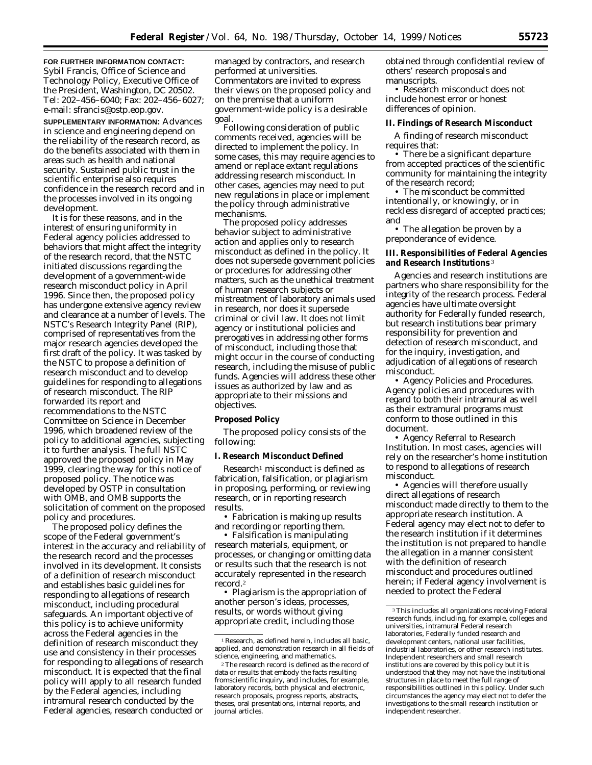**FOR FURTHER INFORMATION CONTACT:** Sybil Francis, Office of Science and Technology Policy, Executive Office of the President, Washington, DC 20502. Tel: 202–456–6040; Fax: 202–456–6027; e-mail: sfrancis@ostp.eop.gov.

**SUPPLEMENTARY INFORMATION:** Advances in science and engineering depend on the reliability of the research record, as do the benefits associated with them in areas such as health and national security. Sustained public trust in the scientific enterprise also requires confidence in the research record and in the processes involved in its ongoing development.

It is for these reasons, and in the interest of ensuring uniformity in Federal agency policies addressed to behaviors that might affect the integrity of the research record, that the NSTC initiated discussions regarding the development of a government-wide research misconduct policy in April 1996. Since then, the proposed policy has undergone extensive agency review and clearance at a number of levels. The NSTC's Research Integrity Panel (RIP), comprised of representatives from the major research agencies developed the first draft of the policy. It was tasked by the NSTC to propose a definition of research misconduct and to develop guidelines for responding to allegations of research misconduct. The RIP forwarded its report and recommendations to the NSTC Committee on Science in December 1996, which broadened review of the policy to additional agencies, subjecting it to further analysis. The full NSTC approved the proposed policy in May 1999, clearing the way for this notice of proposed policy. The notice was developed by OSTP in consultation with OMB, and OMB supports the solicitation of comment on the proposed policy and procedures.

The proposed policy defines the scope of the Federal government's interest in the accuracy and reliability of the research record and the processes involved in its development. It consists of a definition of research misconduct and establishes basic guidelines for responding to allegations of research misconduct, including procedural safeguards. An important objective of this policy is to achieve uniformity across the Federal agencies in the definition of research misconduct they use and consistency in their processes for responding to allegations of research misconduct. It is expected that the final policy will apply to all research funded by the Federal agencies, including intramural research conducted by the Federal agencies, research conducted or managed by contractors, and research performed at universities. Commentators are invited to express their views on the proposed policy and on the premise that a uniform government-wide policy is a desirable goal.

Following consideration of public comments received, agencies will be directed to implement the policy. In some cases, this may require agencies to amend or replace extant regulations addressing research misconduct. In other cases, agencies may need to put new regulations in place or implement the policy through administrative mechanisms.

The proposed policy addresses behavior subject to administrative action and applies only to research misconduct as defined in the policy. It does not supersede government policies or procedures for addressing other matters, such as the unethical treatment of human research subjects or mistreatment of laboratory animals used in research, nor does it supersede criminal or civil law. It does not limit agency or institutional policies and prerogatives in addressing other forms of misconduct, including those that might occur in the course of conducting research, including the misuse of public funds. Agencies will address these other issues as authorized by law and as appropriate to their missions and objectives.

**Proposed Policy**

The proposed policy consists of the following:

**I. Research Misconduct Defined**

Research[1] misconduct is defined as fabrication, falsification, or plagiarism in proposing, performing, or reviewing research, or in reporting research results.

- Fabrication is making up results and recording or reporting them.
- Falsification is manipulating research materials, equipment, or processes, or changing or omitting data or results such that the research is not accurately represented in the research record.[2]
- Plagiarism is the appropriation of another person's ideas, processes, results, or words without giving appropriate credit, including those obtained through confidential review of others' research proposals and manuscripts.
- Research misconduct does not include honest error or honest differences of opinion.

**II. Findings of Research Misconduct**

A finding of research misconduct requires that:

- There be a significant departure from accepted practices of the scientific community for maintaining the integrity of the research record;
- The misconduct be committed intentionally, or knowingly, or in reckless disregard of accepted practices; and
- The allegation be proven by a preponderance of evidence.

**III. Responsibilities of Federal Agencies and Research Institutions**[3]

Agencies and research institutions are partners who share responsibility for the integrity of the research process. Federal agencies have ultimate oversight authority for Federally funded research, but research institutions bear primary responsibility for prevention and detection of research misconduct, and for the inquiry, investigation, and adjudication of allegations of research misconduct.

- Agency Policies and Procedures. Agency policies and procedures with regard to both their intramural as well as their extramural programs must conform to those outlined in this document.
- Agency Referral to Research Institution. In most cases, agencies will rely on the researcher's home institution to respond to allegations of research misconduct.
- Agencies will therefore usually direct allegations of research misconduct made directly to them to the appropriate research institution. A Federal agency may elect not to defer to the research institution if it determines the institution is not prepared to handle the allegation in a manner consistent with the definition of research misconduct and procedures outlined herein; if Federal agency involvement is needed to protect the Federal

---

[1] Research, as defined herein, includes all basic, applied, and demonstration research in all fields of science, engineering, and mathematics.

[2] The research record is defined as the record of data or results that embody the facts resulting fromscientific inquiry, and includes, for example, laboratory records, both physical and electronic, research proposals, progress reports, abstracts, theses, oral presentations, internal reports, and journal articles.

[3] This includes all organizations receiving Federal research funds, including, for example, colleges and universities, intramural Federal research laboratories, Federally funded research and development centers, national user facilities, industrial laboratories, or other research institutes. Independent researchers and small research institutions are covered by this policy but it is understood that they may not have the institutional structures in place to meet the full range of responsibilities outlined in this policy. Under such circumstances the agency may elect not to defer the investigations to the small research institution or independent researcher.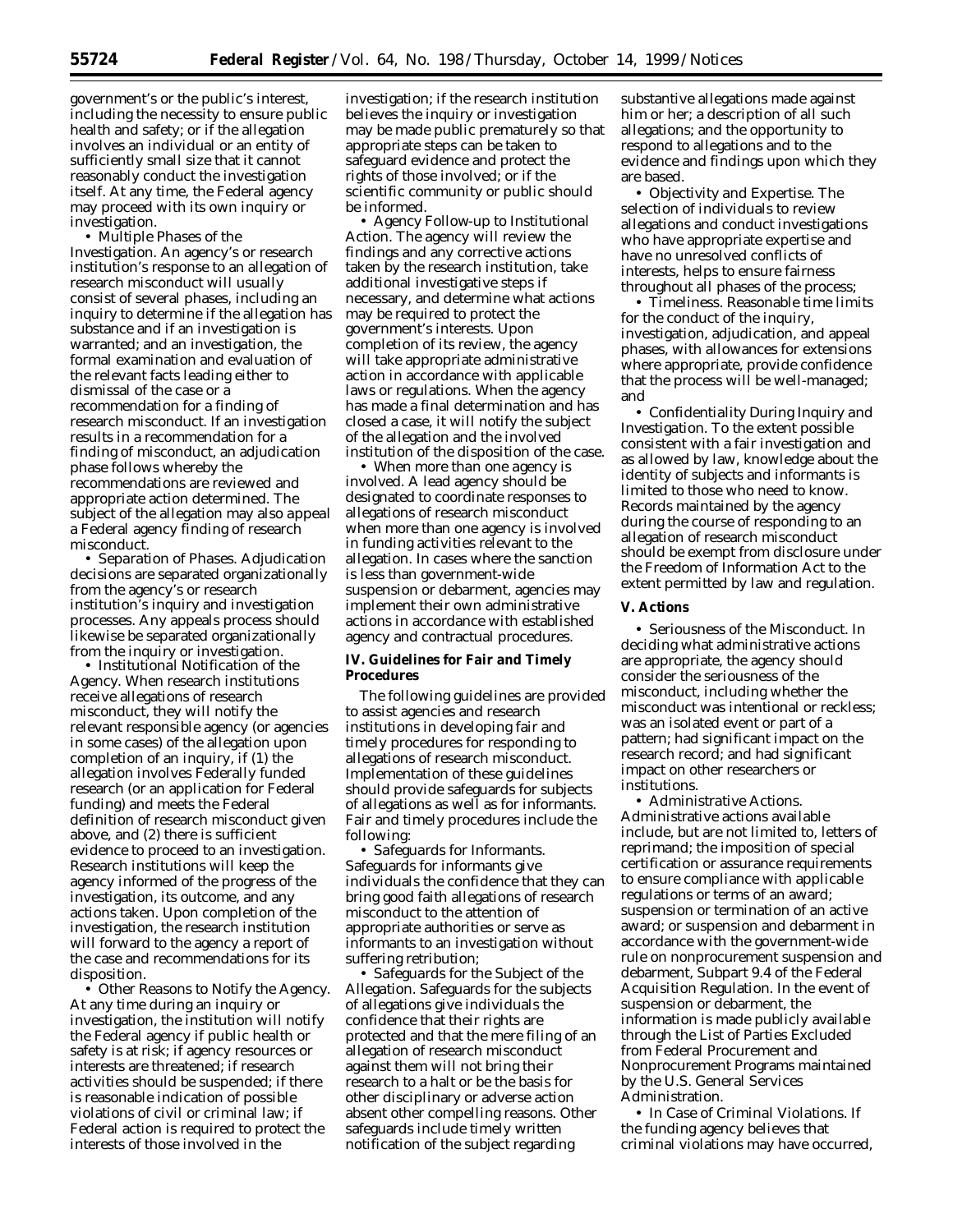government's or the public's interest, including the necessity to ensure public health and safety; or if the allegation involves an individual or an entity of sufficiently small size that it cannot reasonably conduct the investigation itself. At any time, the Federal agency may proceed with its own inquiry or investigation.

• *Multiple Phases of the Investigation.* An agency's or research institution's response to an allegation of research misconduct will usually consist of several phases, including an inquiry to determine if the allegation has substance and if an investigation is warranted; and an investigation, the formal examination and evaluation of the relevant facts leading either to dismissal of the case or a recommendation for a finding of research misconduct. If an investigation results in a recommendation for a finding of misconduct, an adjudication phase follows whereby the recommendations are reviewed and appropriate action determined. The subject of the allegation may also appeal a Federal agency finding of research misconduct.

• *Separation of Phases.* Adjudication decisions are separated organizationally from the agency's or research institution's inquiry and investigation processes. Any appeals process should likewise be separated organizationally from the inquiry or investigation.

• *Institutional Notification of the Agency.* When research institutions receive allegations of research misconduct, they will notify the relevant responsible agency (or agencies in some cases) of the allegation upon completion of an inquiry, if (1) the allegation involves Federally funded research (or an application for Federal funding) and meets the Federal definition of research misconduct given above, and (2) there is sufficient evidence to proceed to an investigation. Research institutions will keep the agency informed of the progress of the investigation, its outcome, and any actions taken. Upon completion of the investigation, the research institution will forward to the agency a report of the case and recommendations for its disposition.

• *Other Reasons to Notify the Agency.* At any time during an inquiry or investigation, the institution will notify the Federal agency if public health or safety is at risk; if agency resources or interests are threatened; if research activities should be suspended; if there is reasonable indication of possible violations of civil or criminal law; if Federal action is required to protect the interests of those involved in the investigation; if the research institution believes the inquiry or investigation may be made public prematurely so that appropriate steps can be taken to safeguard evidence and protect the rights of those involved; or if the scientific community or public should be informed.

• *Agency Follow-up to Institutional Action.* The agency will review the findings and any corrective actions taken by the research institution, take additional investigative steps if necessary, and determine what actions may be required to protect the government's interests. Upon completion of its review, the agency will take appropriate administrative action in accordance with applicable laws or regulations. When the agency has made a final determination and has closed a case, it will notify the subject of the allegation and the involved institution of the disposition of the case.

• *When more than one agency is involved.* A lead agency should be designated to coordinate responses to allegations of research misconduct when more than one agency is involved in funding activities relevant to the allegation. In cases where the sanction is less than government-wide suspension or debarment, agencies may implement their own administrative actions in accordance with established agency and contractual procedures.

## IV. Guidelines for Fair and Timely Procedures

The following guidelines are provided to assist agencies and research institutions in developing fair and timely procedures for responding to allegations of research misconduct. Implementation of these guidelines should provide safeguards for subjects of allegations as well as for informants. Fair and timely procedures include the following:

• *Safeguards for Informants.* Safeguards for informants give individuals the confidence that they can bring good faith allegations of research misconduct to the attention of appropriate authorities or serve as informants to an investigation without suffering retribution;

• *Safeguards for the Subject of the Allegation.* Safeguards for the subjects of allegations give individuals the confidence that their rights are protected and that the mere filing of an allegation of research misconduct against them will not bring their research to a halt or be the basis for other disciplinary or adverse action absent other compelling reasons. Other safeguards include timely written notification of the subject regarding substantive allegations made against him or her; a description of all such allegations; and the opportunity to respond to allegations and to the evidence and findings upon which they are based.

• *Objectivity and Expertise.* The selection of individuals to review allegations and conduct investigations who have appropriate expertise and have no unresolved conflicts of interests, helps to ensure fairness throughout all phases of the process;

• *Timeliness.* Reasonable time limits for the conduct of the inquiry, investigation, adjudication, and appeal phases, with allowances for extensions where appropriate, provide confidence that the process will be well-managed; and

• *Confidentiality During Inquiry and Investigation.* To the extent possible consistent with a fair investigation and as allowed by law, knowledge about the identity of subjects and informants is limited to those who need to know. Records maintained by the agency during the course of responding to an allegation of research misconduct should be exempt from disclosure under the Freedom of Information Act to the extent permitted by law and regulation.

## V. Actions

• *Seriousness of the Misconduct.* In deciding what administrative actions are appropriate, the agency should consider the seriousness of the misconduct, including whether the misconduct was intentional or reckless; was an isolated event or part of a pattern; had significant impact on the research record; and had significant impact on other researchers or institutions.

• *Administrative Actions.* Administrative actions available include, but are not limited to, letters of reprimand; the imposition of special certification or assurance requirements to ensure compliance with applicable regulations or terms of an award; suspension or termination of an active award; or suspension and debarment in accordance with the government-wide rule on nonprocurement suspension and debarment, Subpart 9.4 of the Federal Acquisition Regulation. In the event of suspension or debarment, the information is made publicly available through the List of Parties Excluded from Federal Procurement and Nonprocurement Programs maintained by the U.S. General Services Administration.

• *In Case of Criminal Violations.* If the funding agency believes that criminal violations may have occurred,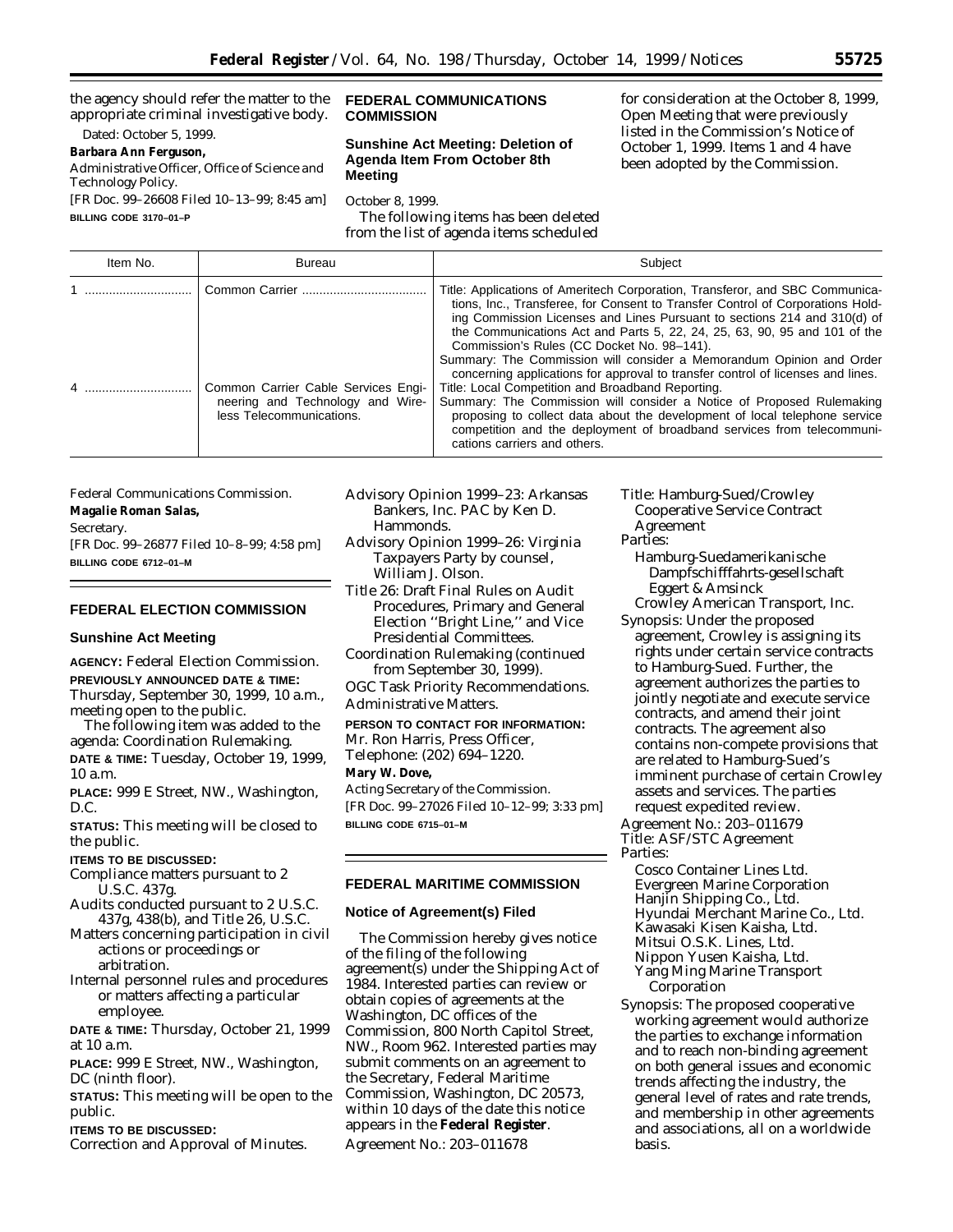the agency should refer the matter to the appropriate criminal investigative body.

Dated: October 5, 1999.

**Barbara Ann Ferguson,**

*Administrative Officer, Office of Science and Technology Policy.*

[FR Doc. 99–26608 Filed 10–13–99; 8:45 am]

**BILLING CODE 3170–01–P**

## FEDERAL COMMUNICATIONS COMMISSION

### Sunshine Act Meeting: Deletion of Agenda Item From October 8th Meeting

October 8, 1999.

The following items has been deleted from the list of agenda items scheduled for consideration at the October 8, 1999, Open Meeting that were previously listed in the Commission's Notice of October 1, 1999. Items 1 and 4 have been adopted by the Commission.

| Item No. | Bureau | Subject |
|---|---|---|
| 1 | Common Carrier | Title: Applications of Ameritech Corporation, Transferor, and SBC Communications, Inc., Transferee, for Consent to Transfer Control of Corporations Holding Commission Licenses and Lines Pursuant to sections 214 and 310(d) of the Communications Act and Parts 5, 22, 24, 25, 63, 90, 95 and 101 of the Commission's Rules (CC Docket No. 98–141).<br>Summary: The Commission will consider a Memorandum Opinion and Order concerning applications for approval to transfer control of licenses and lines. |
| 4 | Common Carrier Cable Services Engineering and Technology and Wireless Telecommunications. | Title: Local Competition and Broadband Reporting.<br>Summary: The Commission will consider a Notice of Proposed Rulemaking proposing to collect data about the development of local telephone service competition and the deployment of broadband services from telecommunications carriers and others. |

Federal Communications Commission.

**Magalie Roman Salas,**

*Secretary.*

[FR Doc. 99–26877 Filed 10–8–99; 4:58 pm]

**BILLING CODE 6712–01–M**

## FEDERAL ELECTION COMMISSION

### Sunshine Act Meeting

**AGENCY:** Federal Election Commission.

**PREVIOUSLY ANNOUNCED DATE & TIME:** Thursday, September 30, 1999, 10 a.m., meeting open to the public.

The following item was added to the agenda: Coordination Rulemaking.

**DATE & TIME:** Tuesday, October 19, 1999, 10 a.m.

**PLACE:** 999 E Street, NW., Washington, D.C.

**STATUS:** This meeting will be closed to the public.

**ITEMS TO BE DISCUSSED:**

Compliance matters pursuant to 2 U.S.C. 437g.

Audits conducted pursuant to 2 U.S.C. 437g, 438(b), and Title 26, U.S.C.

Matters concerning participation in civil actions or proceedings or arbitration.

Internal personnel rules and procedures or matters affecting a particular employee.

**DATE & TIME:** Thursday, October 21, 1999 at 10 a.m.

**PLACE:** 999 E Street, NW., Washington, DC (ninth floor).

**STATUS:** This meeting will be open to the public.

**ITEMS TO BE DISCUSSED:**

Correction and Approval of Minutes.

Advisory Opinion 1999–23: Arkansas Bankers, Inc. PAC by Ken D. Hammonds.

Advisory Opinion 1999–26: Virginia Taxpayers Party by counsel, William J. Olson.

Title 26: Draft Final Rules on Audit Procedures, Primary and General Election "Bright Line," and Vice Presidential Committees.

Coordination Rulemaking (continued from September 30, 1999).

OGC Task Priority Recommendations.

Administrative Matters.

**PERSON TO CONTACT FOR INFORMATION:** Mr. Ron Harris, Press Officer, Telephone: (202) 694–1220.

**Mary W. Dove,**

*Acting Secretary of the Commission.*

[FR Doc. 99–27026 Filed 10–12–99; 3:33 pm]

**BILLING CODE 6715–01–M**

## FEDERAL MARITIME COMMISSION

### Notice of Agreement(s) Filed

The Commission hereby gives notice of the filing of the following agreement(s) under the Shipping Act of 1984. Interested parties can review or obtain copies of agreements at the Washington, DC offices of the Commission, 800 North Capitol Street, NW., Room 962. Interested parties may submit comments on an agreement to the Secretary, Federal Maritime Commission, Washington, DC 20573, within 10 days of the date this notice appears in the **Federal Register**.

*Agreement No.:* 203–011678

*Title:* Hamburg-Sued/Crowley Cooperative Service Contract Agreement

*Parties:*

Hamburg-Suedamerikanische Dampfschifffahrts-gesellschaft Eggert & Amsinck

Crowley American Transport, Inc.

*Synopsis:* Under the proposed agreement, Crowley is assigning its rights under certain service contracts to Hamburg-Sued. Further, the agreement authorizes the parties to jointly negotiate and execute service contracts, and amend their joint contracts. The agreement also contains non-compete provisions that are related to Hamburg-Sued's imminent purchase of certain Crowley assets and services. The parties request expedited review.

*Agreement No.:* 203–011679

*Title:* ASF/STC Agreement

*Parties:*

Cosco Container Lines Ltd.
Evergreen Marine Corporation
Hanjin Shipping Co., Ltd.
Hyundai Merchant Marine Co., Ltd.
Kawasaki Kisen Kaisha, Ltd.
Mitsui O.S.K. Lines, Ltd.
Nippon Yusen Kaisha, Ltd.
Yang Ming Marine Transport Corporation

*Synopsis:* The proposed cooperative working agreement would authorize the parties to exchange information and to reach non-binding agreement on both general issues and economic trends affecting the industry, the general level of rates and rate trends, and membership in other agreements and associations, all on a worldwide basis.